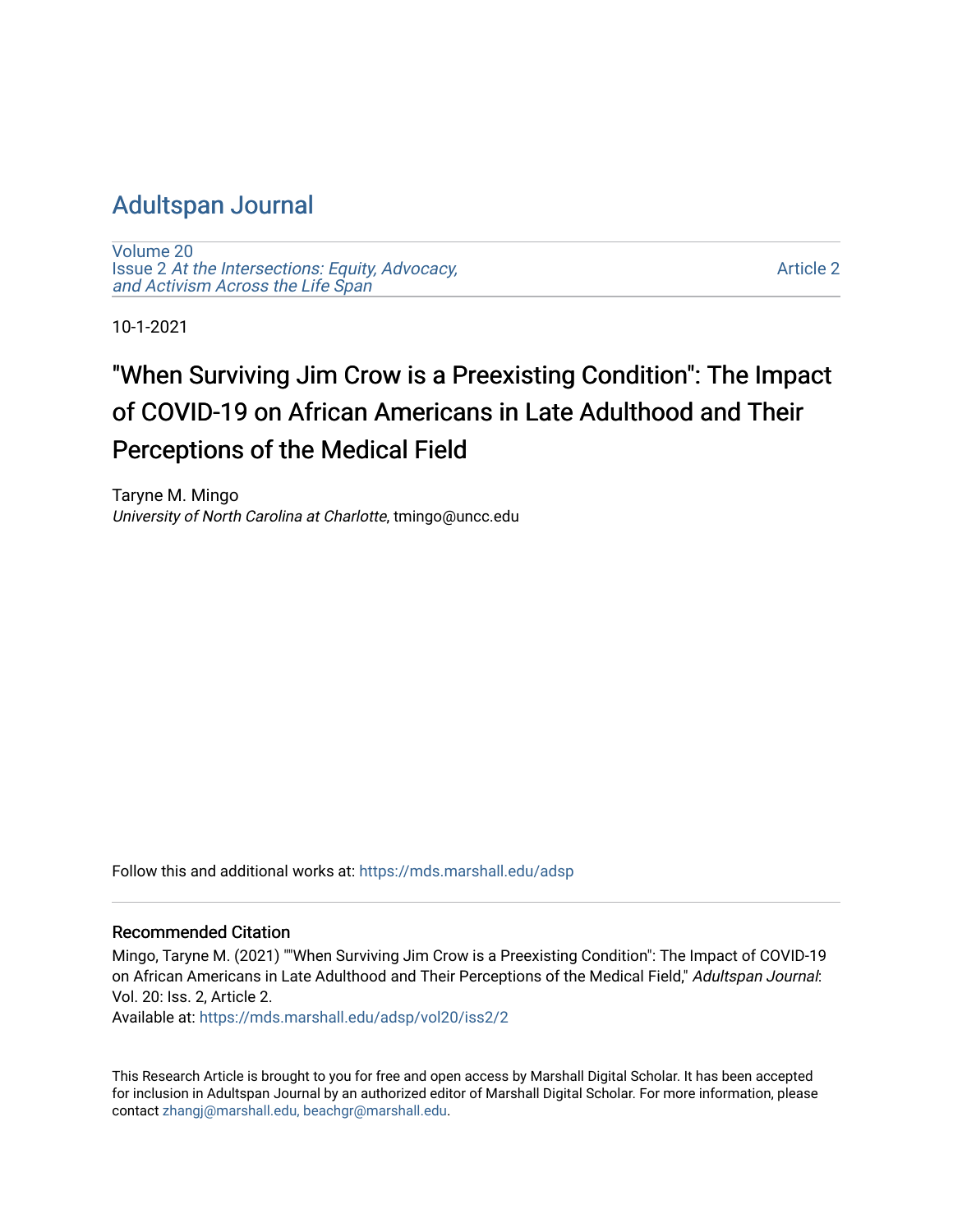# Adultspan Journal

Volume 20
Issue 2 *At the Intersections: Equity, Advocacy, and Activism Across the Life Span*

Article 2

10-1-2021

## "When Surviving Jim Crow is a Preexisting Condition": The Impact of COVID-19 on African Americans in Late Adulthood and Their Perceptions of the Medical Field

Taryne M. Mingo
*University of North Carolina at Charlotte*, tmingo@uncc.edu

Follow this and additional works at: https://mds.marshall.edu/adsp

### Recommended Citation

Mingo, Taryne M. (2021) ""When Surviving Jim Crow is a Preexisting Condition": The Impact of COVID-19 on African Americans in Late Adulthood and Their Perceptions of the Medical Field," *Adultspan Journal*: Vol. 20: Iss. 2, Article 2.
Available at: https://mds.marshall.edu/adsp/vol20/iss2/2

This Research Article is brought to you for free and open access by Marshall Digital Scholar. It has been accepted for inclusion in Adultspan Journal by an authorized editor of Marshall Digital Scholar. For more information, please contact zhangj@marshall.edu, beachgr@marshall.edu.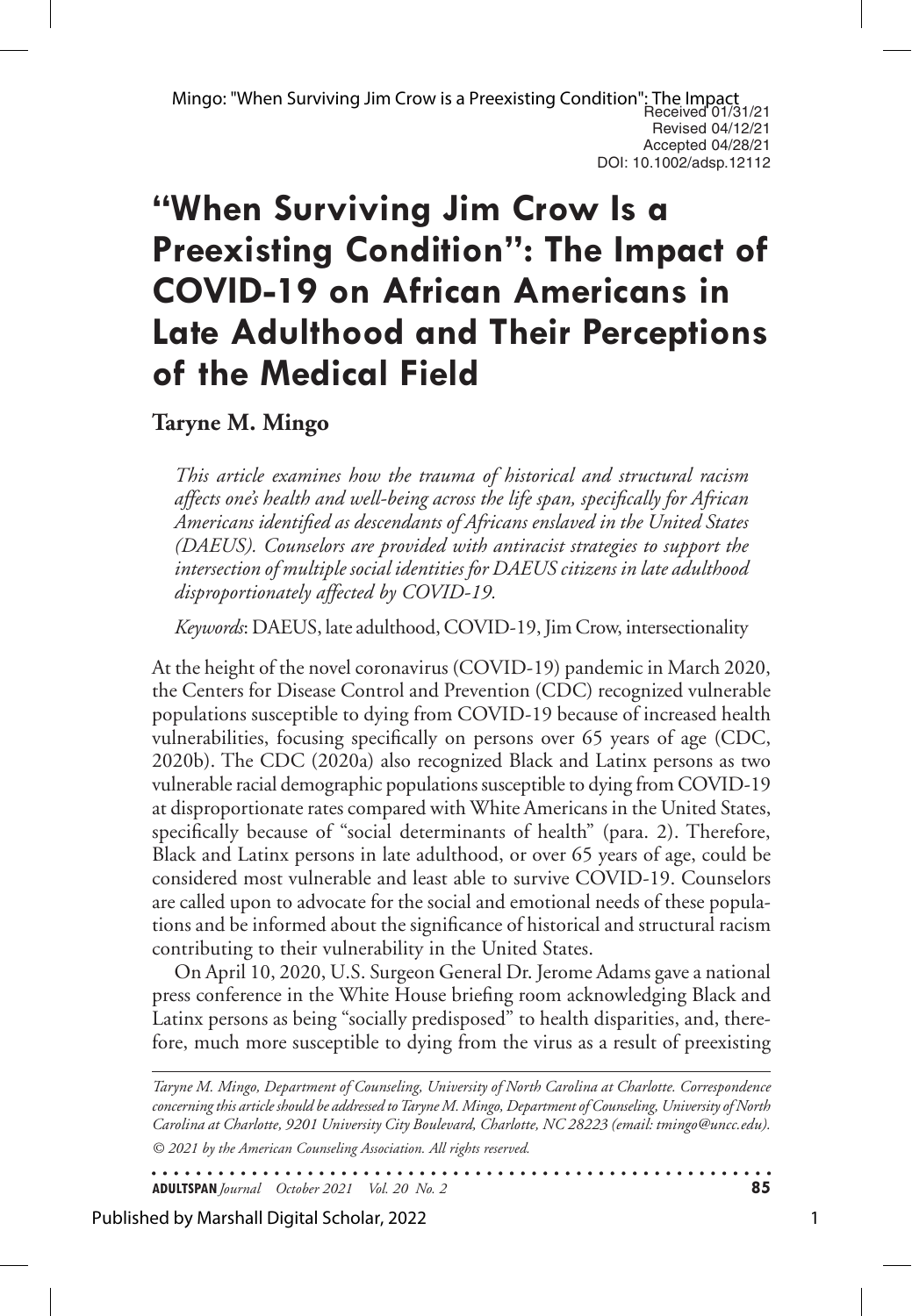Received 01/31/21
Revised 04/12/21
Accepted 04/28/21
DOI: 10.1002/adsp.12112

# "When Surviving Jim Crow Is a Preexisting Condition": The Impact of COVID-19 on African Americans in Late Adulthood and Their Perceptions of the Medical Field

**Taryne M. Mingo**

*This article examines how the trauma of historical and structural racism affects one's health and well-being across the life span, specifically for African Americans identified as descendants of Africans enslaved in the United States (DAEUS). Counselors are provided with antiracist strategies to support the intersection of multiple social identities for DAEUS citizens in late adulthood disproportionately affected by COVID-19.*

*Keywords*: DAEUS, late adulthood, COVID-19, Jim Crow, intersectionality

At the height of the novel coronavirus (COVID-19) pandemic in March 2020, the Centers for Disease Control and Prevention (CDC) recognized vulnerable populations susceptible to dying from COVID-19 because of increased health vulnerabilities, focusing specifically on persons over 65 years of age (CDC, 2020b). The CDC (2020a) also recognized Black and Latinx persons as two vulnerable racial demographic populations susceptible to dying from COVID-19 at disproportionate rates compared with White Americans in the United States, specifically because of "social determinants of health" (para. 2). Therefore, Black and Latinx persons in late adulthood, or over 65 years of age, could be considered most vulnerable and least able to survive COVID-19. Counselors are called upon to advocate for the social and emotional needs of these populations and be informed about the significance of historical and structural racism contributing to their vulnerability in the United States.

On April 10, 2020, U.S. Surgeon General Dr. Jerome Adams gave a national press conference in the White House briefing room acknowledging Black and Latinx persons as being "socially predisposed" to health disparities, and, therefore, much more susceptible to dying from the virus as a result of preexisting

*Taryne M. Mingo, Department of Counseling, University of North Carolina at Charlotte. Correspondence concerning this article should be addressed to Taryne M. Mingo, Department of Counseling, University of North Carolina at Charlotte, 9201 University City Boulevard, Charlotte, NC 28223 (email: tmingo@uncc.edu).*

*© 2021 by the American Counseling Association. All rights reserved.*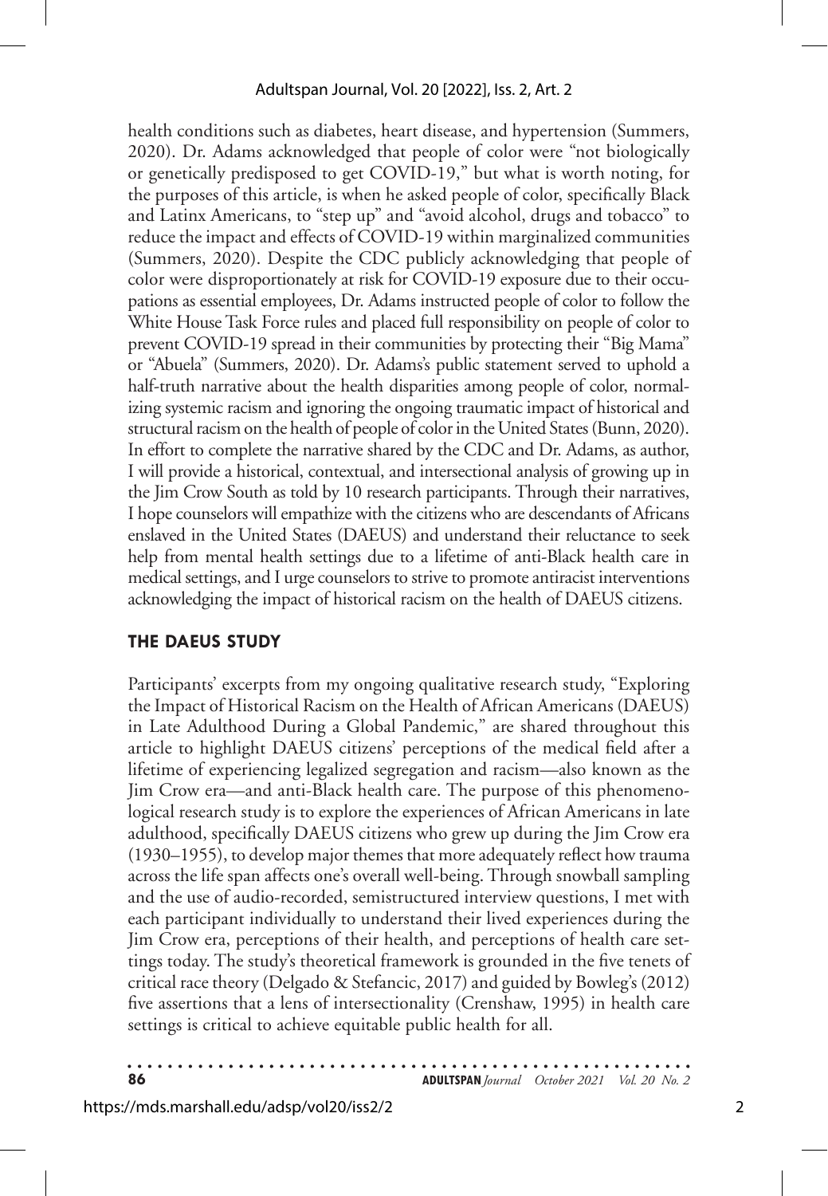health conditions such as diabetes, heart disease, and hypertension (Summers, 2020). Dr. Adams acknowledged that people of color were "not biologically or genetically predisposed to get COVID-19," but what is worth noting, for the purposes of this article, is when he asked people of color, specifically Black and Latinx Americans, to "step up" and "avoid alcohol, drugs and tobacco" to reduce the impact and effects of COVID-19 within marginalized communities (Summers, 2020). Despite the CDC publicly acknowledging that people of color were disproportionately at risk for COVID-19 exposure due to their occupations as essential employees, Dr. Adams instructed people of color to follow the White House Task Force rules and placed full responsibility on people of color to prevent COVID-19 spread in their communities by protecting their "Big Mama" or "Abuela" (Summers, 2020). Dr. Adams's public statement served to uphold a half-truth narrative about the health disparities among people of color, normalizing systemic racism and ignoring the ongoing traumatic impact of historical and structural racism on the health of people of color in the United States (Bunn, 2020). In effort to complete the narrative shared by the CDC and Dr. Adams, as author, I will provide a historical, contextual, and intersectional analysis of growing up in the Jim Crow South as told by 10 research participants. Through their narratives, I hope counselors will empathize with the citizens who are descendants of Africans enslaved in the United States (DAEUS) and understand their reluctance to seek help from mental health settings due to a lifetime of anti-Black health care in medical settings, and I urge counselors to strive to promote antiracist interventions acknowledging the impact of historical racism on the health of DAEUS citizens.

## THE DAEUS STUDY

Participants' excerpts from my ongoing qualitative research study, "Exploring the Impact of Historical Racism on the Health of African Americans (DAEUS) in Late Adulthood During a Global Pandemic," are shared throughout this article to highlight DAEUS citizens' perceptions of the medical field after a lifetime of experiencing legalized segregation and racism—also known as the Jim Crow era—and anti-Black health care. The purpose of this phenomenological research study is to explore the experiences of African Americans in late adulthood, specifically DAEUS citizens who grew up during the Jim Crow era (1930–1955), to develop major themes that more adequately reflect how trauma across the life span affects one's overall well-being. Through snowball sampling and the use of audio-recorded, semistructured interview questions, I met with each participant individually to understand their lived experiences during the Jim Crow era, perceptions of their health, and perceptions of health care settings today. The study's theoretical framework is grounded in the five tenets of critical race theory (Delgado & Stefancic, 2017) and guided by Bowleg's (2012) five assertions that a lens of intersectionality (Crenshaw, 1995) in health care settings is critical to achieve equitable public health for all.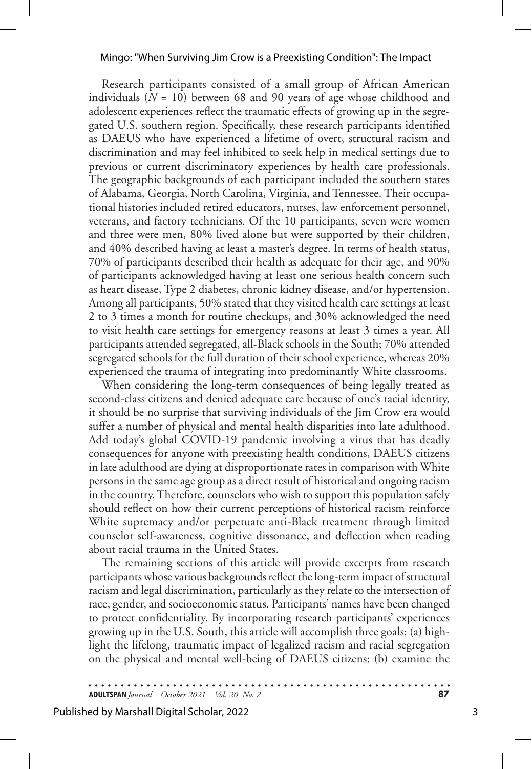Research participants consisted of a small group of African American individuals ($N$ = 10) between 68 and 90 years of age whose childhood and adolescent experiences reflect the traumatic effects of growing up in the segregated U.S. southern region. Specifically, these research participants identified as DAEUS who have experienced a lifetime of overt, structural racism and discrimination and may feel inhibited to seek help in medical settings due to previous or current discriminatory experiences by health care professionals. The geographic backgrounds of each participant included the southern states of Alabama, Georgia, North Carolina, Virginia, and Tennessee. Their occupational histories included retired educators, nurses, law enforcement personnel, veterans, and factory technicians. Of the 10 participants, seven were women and three were men, 80% lived alone but were supported by their children, and 40% described having at least a master's degree. In terms of health status, 70% of participants described their health as adequate for their age, and 90% of participants acknowledged having at least one serious health concern such as heart disease, Type 2 diabetes, chronic kidney disease, and/or hypertension. Among all participants, 50% stated that they visited health care settings at least 2 to 3 times a month for routine checkups, and 30% acknowledged the need to visit health care settings for emergency reasons at least 3 times a year. All participants attended segregated, all-Black schools in the South; 70% attended segregated schools for the full duration of their school experience, whereas 20% experienced the trauma of integrating into predominantly White classrooms.

When considering the long-term consequences of being legally treated as second-class citizens and denied adequate care because of one's racial identity, it should be no surprise that surviving individuals of the Jim Crow era would suffer a number of physical and mental health disparities into late adulthood. Add today's global COVID-19 pandemic involving a virus that has deadly consequences for anyone with preexisting health conditions, DAEUS citizens in late adulthood are dying at disproportionate rates in comparison with White persons in the same age group as a direct result of historical and ongoing racism in the country. Therefore, counselors who wish to support this population safely should reflect on how their current perceptions of historical racism reinforce White supremacy and/or perpetuate anti-Black treatment through limited counselor self-awareness, cognitive dissonance, and deflection when reading about racial trauma in the United States.

The remaining sections of this article will provide excerpts from research participants whose various backgrounds reflect the long-term impact of structural racism and legal discrimination, particularly as they relate to the intersection of race, gender, and socioeconomic status. Participants' names have been changed to protect confidentiality. By incorporating research participants' experiences growing up in the U.S. South, this article will accomplish three goals: (a) highlight the lifelong, traumatic impact of legalized racism and racial segregation on the physical and mental well-being of DAEUS citizens; (b) examine the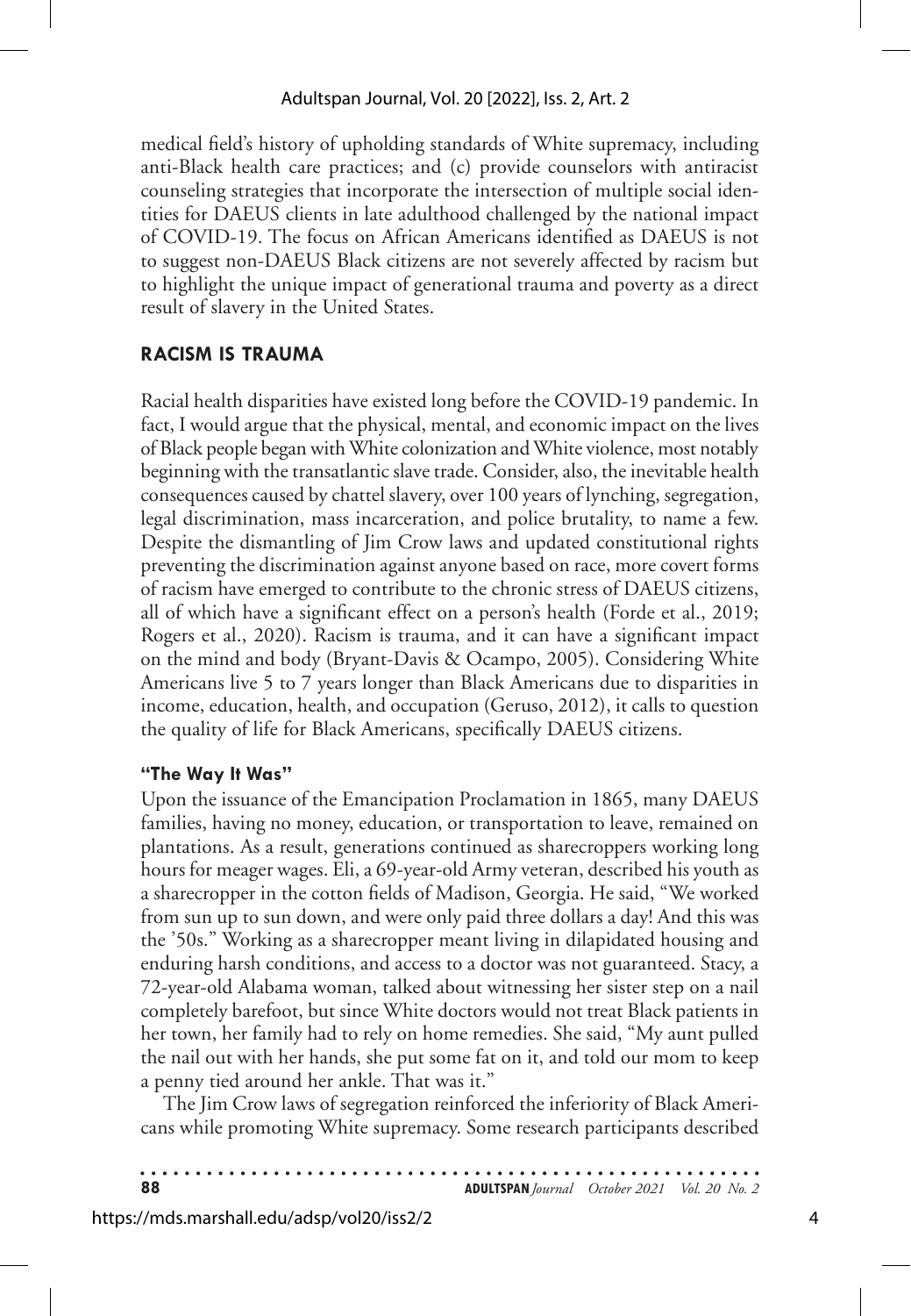medical field's history of upholding standards of White supremacy, including anti-Black health care practices; and (c) provide counselors with antiracist counseling strategies that incorporate the intersection of multiple social identities for DAEUS clients in late adulthood challenged by the national impact of COVID-19. The focus on African Americans identified as DAEUS is not to suggest non-DAEUS Black citizens are not severely affected by racism but to highlight the unique impact of generational trauma and poverty as a direct result of slavery in the United States.

## RACISM IS TRAUMA

Racial health disparities have existed long before the COVID-19 pandemic. In fact, I would argue that the physical, mental, and economic impact on the lives of Black people began with White colonization and White violence, most notably beginning with the transatlantic slave trade. Consider, also, the inevitable health consequences caused by chattel slavery, over 100 years of lynching, segregation, legal discrimination, mass incarceration, and police brutality, to name a few. Despite the dismantling of Jim Crow laws and updated constitutional rights preventing the discrimination against anyone based on race, more covert forms of racism have emerged to contribute to the chronic stress of DAEUS citizens, all of which have a significant effect on a person's health (Forde et al., 2019; Rogers et al., 2020). Racism is trauma, and it can have a significant impact on the mind and body (Bryant-Davis & Ocampo, 2005). Considering White Americans live 5 to 7 years longer than Black Americans due to disparities in income, education, health, and occupation (Geruso, 2012), it calls to question the quality of life for Black Americans, specifically DAEUS citizens.

### "The Way It Was"

Upon the issuance of the Emancipation Proclamation in 1865, many DAEUS families, having no money, education, or transportation to leave, remained on plantations. As a result, generations continued as sharecroppers working long hours for meager wages. Eli, a 69-year-old Army veteran, described his youth as a sharecropper in the cotton fields of Madison, Georgia. He said, "We worked from sun up to sun down, and were only paid three dollars a day! And this was the '50s." Working as a sharecropper meant living in dilapidated housing and enduring harsh conditions, and access to a doctor was not guaranteed. Stacy, a 72-year-old Alabama woman, talked about witnessing her sister step on a nail completely barefoot, but since White doctors would not treat Black patients in her town, her family had to rely on home remedies. She said, "My aunt pulled the nail out with her hands, she put some fat on it, and told our mom to keep a penny tied around her ankle. That was it."

The Jim Crow laws of segregation reinforced the inferiority of Black Americans while promoting White supremacy. Some research participants described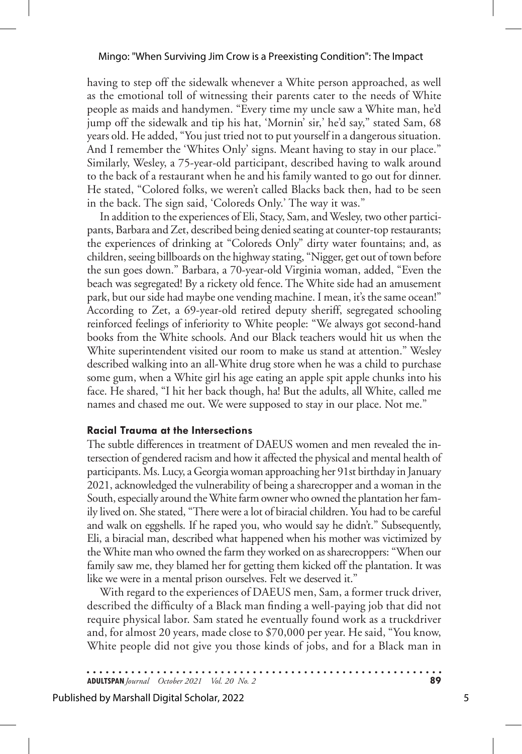having to step off the sidewalk whenever a White person approached, as well as the emotional toll of witnessing their parents cater to the needs of White people as maids and handymen. "Every time my uncle saw a White man, he'd jump off the sidewalk and tip his hat, 'Mornin' sir,' he'd say," stated Sam, 68 years old. He added, "You just tried not to put yourself in a dangerous situation. And I remember the 'Whites Only' signs. Meant having to stay in our place." Similarly, Wesley, a 75-year-old participant, described having to walk around to the back of a restaurant when he and his family wanted to go out for dinner. He stated, "Colored folks, we weren't called Blacks back then, had to be seen in the back. The sign said, 'Coloreds Only.' The way it was."

In addition to the experiences of Eli, Stacy, Sam, and Wesley, two other participants, Barbara and Zet, described being denied seating at counter-top restaurants; the experiences of drinking at "Coloreds Only" dirty water fountains; and, as children, seeing billboards on the highway stating, "Nigger, get out of town before the sun goes down." Barbara, a 70-year-old Virginia woman, added, "Even the beach was segregated! By a rickety old fence. The White side had an amusement park, but our side had maybe one vending machine. I mean, it's the same ocean!" According to Zet, a 69-year-old retired deputy sheriff, segregated schooling reinforced feelings of inferiority to White people: "We always got second-hand books from the White schools. And our Black teachers would hit us when the White superintendent visited our room to make us stand at attention." Wesley described walking into an all-White drug store when he was a child to purchase some gum, when a White girl his age eating an apple spit apple chunks into his face. He shared, "I hit her back though, ha! But the adults, all White, called me names and chased me out. We were supposed to stay in our place. Not me."

### Racial Trauma at the Intersections

The subtle differences in treatment of DAEUS women and men revealed the intersection of gendered racism and how it affected the physical and mental health of participants. Ms. Lucy, a Georgia woman approaching her 91st birthday in January 2021, acknowledged the vulnerability of being a sharecropper and a woman in the South, especially around the White farm owner who owned the plantation her family lived on. She stated, "There were a lot of biracial children. You had to be careful and walk on eggshells. If he raped you, who would say he didn't." Subsequently, Eli, a biracial man, described what happened when his mother was victimized by the White man who owned the farm they worked on as sharecroppers: "When our family saw me, they blamed her for getting them kicked off the plantation. It was like we were in a mental prison ourselves. Felt we deserved it."

With regard to the experiences of DAEUS men, Sam, a former truck driver, described the difficulty of a Black man finding a well-paying job that did not require physical labor. Sam stated he eventually found work as a truckdriver and, for almost 20 years, made close to $70,000 per year. He said, "You know, White people did not give you those kinds of jobs, and for a Black man in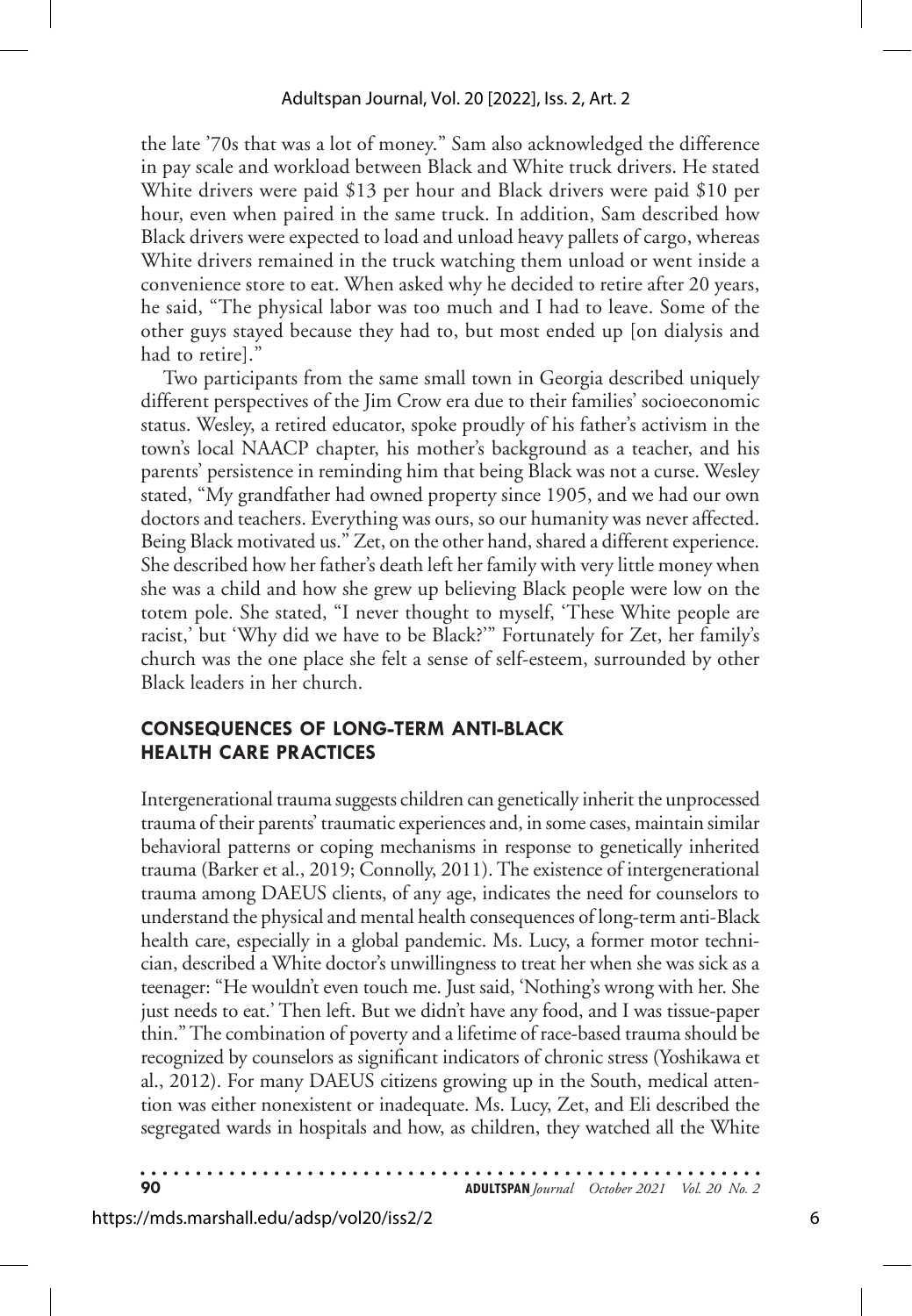the late '70s that was a lot of money." Sam also acknowledged the difference in pay scale and workload between Black and White truck drivers. He stated White drivers were paid $13 per hour and Black drivers were paid $10 per hour, even when paired in the same truck. In addition, Sam described how Black drivers were expected to load and unload heavy pallets of cargo, whereas White drivers remained in the truck watching them unload or went inside a convenience store to eat. When asked why he decided to retire after 20 years, he said, "The physical labor was too much and I had to leave. Some of the other guys stayed because they had to, but most ended up [on dialysis and had to retire]."

Two participants from the same small town in Georgia described uniquely different perspectives of the Jim Crow era due to their families' socioeconomic status. Wesley, a retired educator, spoke proudly of his father's activism in the town's local NAACP chapter, his mother's background as a teacher, and his parents' persistence in reminding him that being Black was not a curse. Wesley stated, "My grandfather had owned property since 1905, and we had our own doctors and teachers. Everything was ours, so our humanity was never affected. Being Black motivated us." Zet, on the other hand, shared a different experience. She described how her father's death left her family with very little money when she was a child and how she grew up believing Black people were low on the totem pole. She stated, "I never thought to myself, 'These White people are racist,' but 'Why did we have to be Black?'" Fortunately for Zet, her family's church was the one place she felt a sense of self-esteem, surrounded by other Black leaders in her church.

## CONSEQUENCES OF LONG-TERM ANTI-BLACK HEALTH CARE PRACTICES

Intergenerational trauma suggests children can genetically inherit the unprocessed trauma of their parents' traumatic experiences and, in some cases, maintain similar behavioral patterns or coping mechanisms in response to genetically inherited trauma (Barker et al., 2019; Connolly, 2011). The existence of intergenerational trauma among DAEUS clients, of any age, indicates the need for counselors to understand the physical and mental health consequences of long-term anti-Black health care, especially in a global pandemic. Ms. Lucy, a former motor technician, described a White doctor's unwillingness to treat her when she was sick as a teenager: "He wouldn't even touch me. Just said, 'Nothing's wrong with her. She just needs to eat.' Then left. But we didn't have any food, and I was tissue-paper thin." The combination of poverty and a lifetime of race-based trauma should be recognized by counselors as significant indicators of chronic stress (Yoshikawa et al., 2012). For many DAEUS citizens growing up in the South, medical attention was either nonexistent or inadequate. Ms. Lucy, Zet, and Eli described the segregated wards in hospitals and how, as children, they watched all the White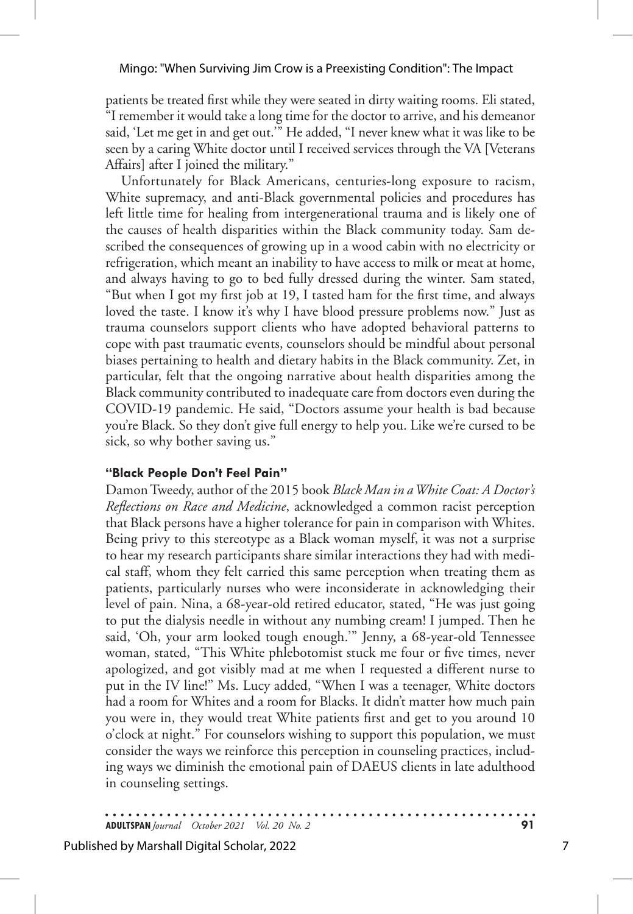patients be treated first while they were seated in dirty waiting rooms. Eli stated, "I remember it would take a long time for the doctor to arrive, and his demeanor said, 'Let me get in and get out.'" He added, "I never knew what it was like to be seen by a caring White doctor until I received services through the VA [Veterans Affairs] after I joined the military."

Unfortunately for Black Americans, centuries-long exposure to racism, White supremacy, and anti-Black governmental policies and procedures has left little time for healing from intergenerational trauma and is likely one of the causes of health disparities within the Black community today. Sam described the consequences of growing up in a wood cabin with no electricity or refrigeration, which meant an inability to have access to milk or meat at home, and always having to go to bed fully dressed during the winter. Sam stated, "But when I got my first job at 19, I tasted ham for the first time, and always loved the taste. I know it's why I have blood pressure problems now." Just as trauma counselors support clients who have adopted behavioral patterns to cope with past traumatic events, counselors should be mindful about personal biases pertaining to health and dietary habits in the Black community. Zet, in particular, felt that the ongoing narrative about health disparities among the Black community contributed to inadequate care from doctors even during the COVID-19 pandemic. He said, "Doctors assume your health is bad because you're Black. So they don't give full energy to help you. Like we're cursed to be sick, so why bother saving us."

### "Black People Don't Feel Pain"

Damon Tweedy, author of the 2015 book *Black Man in a White Coat: A Doctor's Reflections on Race and Medicine*, acknowledged a common racist perception that Black persons have a higher tolerance for pain in comparison with Whites. Being privy to this stereotype as a Black woman myself, it was not a surprise to hear my research participants share similar interactions they had with medical staff, whom they felt carried this same perception when treating them as patients, particularly nurses who were inconsiderate in acknowledging their level of pain. Nina, a 68-year-old retired educator, stated, "He was just going to put the dialysis needle in without any numbing cream! I jumped. Then he said, 'Oh, your arm looked tough enough.'" Jenny, a 68-year-old Tennessee woman, stated, "This White phlebotomist stuck me four or five times, never apologized, and got visibly mad at me when I requested a different nurse to put in the IV line!" Ms. Lucy added, "When I was a teenager, White doctors had a room for Whites and a room for Blacks. It didn't matter how much pain you were in, they would treat White patients first and get to you around 10 o'clock at night." For counselors wishing to support this population, we must consider the ways we reinforce this perception in counseling practices, including ways we diminish the emotional pain of DAEUS clients in late adulthood in counseling settings.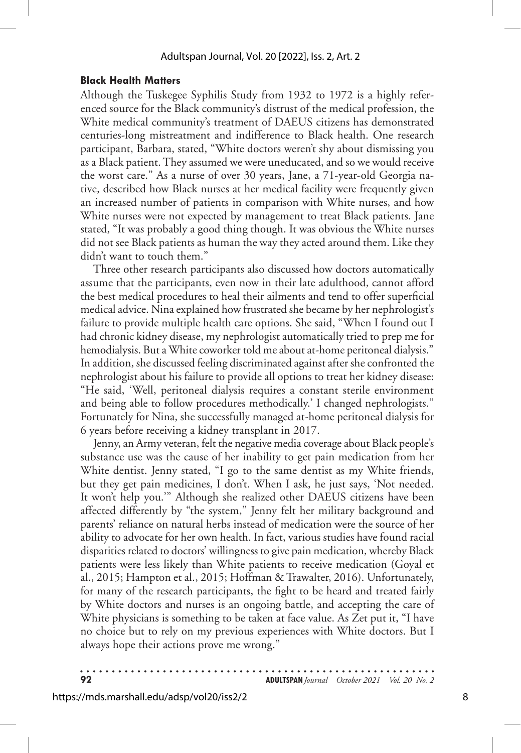### Black Health Matters

Although the Tuskegee Syphilis Study from 1932 to 1972 is a highly referenced source for the Black community's distrust of the medical profession, the White medical community's treatment of DAEUS citizens has demonstrated centuries-long mistreatment and indifference to Black health. One research participant, Barbara, stated, "White doctors weren't shy about dismissing you as a Black patient. They assumed we were uneducated, and so we would receive the worst care." As a nurse of over 30 years, Jane, a 71-year-old Georgia native, described how Black nurses at her medical facility were frequently given an increased number of patients in comparison with White nurses, and how White nurses were not expected by management to treat Black patients. Jane stated, "It was probably a good thing though. It was obvious the White nurses did not see Black patients as human the way they acted around them. Like they didn't want to touch them."

Three other research participants also discussed how doctors automatically assume that the participants, even now in their late adulthood, cannot afford the best medical procedures to heal their ailments and tend to offer superficial medical advice. Nina explained how frustrated she became by her nephrologist's failure to provide multiple health care options. She said, "When I found out I had chronic kidney disease, my nephrologist automatically tried to prep me for hemodialysis. But a White coworker told me about at-home peritoneal dialysis." In addition, she discussed feeling discriminated against after she confronted the nephrologist about his failure to provide all options to treat her kidney disease: "He said, 'Well, peritoneal dialysis requires a constant sterile environment and being able to follow procedures methodically.' I changed nephrologists." Fortunately for Nina, she successfully managed at-home peritoneal dialysis for 6 years before receiving a kidney transplant in 2017.

Jenny, an Army veteran, felt the negative media coverage about Black people's substance use was the cause of her inability to get pain medication from her White dentist. Jenny stated, "I go to the same dentist as my White friends, but they get pain medicines, I don't. When I ask, he just says, 'Not needed. It won't help you.'" Although she realized other DAEUS citizens have been affected differently by "the system," Jenny felt her military background and parents' reliance on natural herbs instead of medication were the source of her ability to advocate for her own health. In fact, various studies have found racial disparities related to doctors' willingness to give pain medication, whereby Black patients were less likely than White patients to receive medication (Goyal et al., 2015; Hampton et al., 2015; Hoffman & Trawalter, 2016). Unfortunately, for many of the research participants, the fight to be heard and treated fairly by White doctors and nurses is an ongoing battle, and accepting the care of White physicians is something to be taken at face value. As Zet put it, "I have no choice but to rely on my previous experiences with White doctors. But I always hope their actions prove me wrong."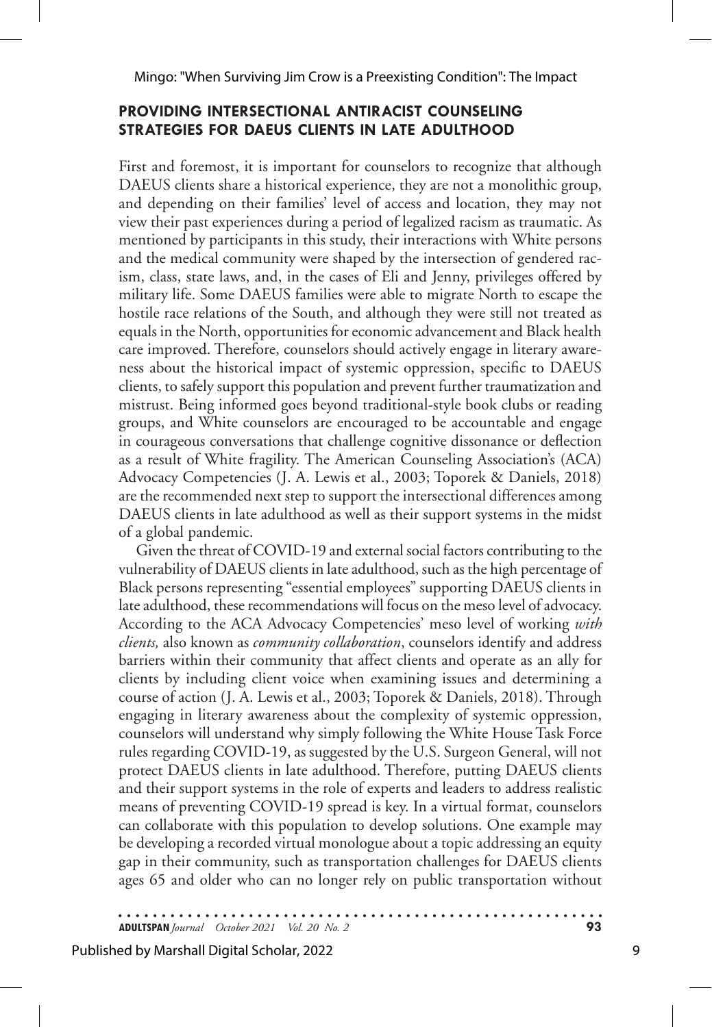## PROVIDING INTERSECTIONAL ANTIRACIST COUNSELING STRATEGIES FOR DAEUS CLIENTS IN LATE ADULTHOOD

First and foremost, it is important for counselors to recognize that although DAEUS clients share a historical experience, they are not a monolithic group, and depending on their families' level of access and location, they may not view their past experiences during a period of legalized racism as traumatic. As mentioned by participants in this study, their interactions with White persons and the medical community were shaped by the intersection of gendered racism, class, state laws, and, in the cases of Eli and Jenny, privileges offered by military life. Some DAEUS families were able to migrate North to escape the hostile race relations of the South, and although they were still not treated as equals in the North, opportunities for economic advancement and Black health care improved. Therefore, counselors should actively engage in literary awareness about the historical impact of systemic oppression, specific to DAEUS clients, to safely support this population and prevent further traumatization and mistrust. Being informed goes beyond traditional-style book clubs or reading groups, and White counselors are encouraged to be accountable and engage in courageous conversations that challenge cognitive dissonance or deflection as a result of White fragility. The American Counseling Association's (ACA) Advocacy Competencies (J. A. Lewis et al., 2003; Toporek & Daniels, 2018) are the recommended next step to support the intersectional differences among DAEUS clients in late adulthood as well as their support systems in the midst of a global pandemic.

Given the threat of COVID-19 and external social factors contributing to the vulnerability of DAEUS clients in late adulthood, such as the high percentage of Black persons representing "essential employees" supporting DAEUS clients in late adulthood, these recommendations will focus on the meso level of advocacy. According to the ACA Advocacy Competencies' meso level of working *with clients,* also known as *community collaboration*, counselors identify and address barriers within their community that affect clients and operate as an ally for clients by including client voice when examining issues and determining a course of action (J. A. Lewis et al., 2003; Toporek & Daniels, 2018). Through engaging in literary awareness about the complexity of systemic oppression, counselors will understand why simply following the White House Task Force rules regarding COVID-19, as suggested by the U.S. Surgeon General, will not protect DAEUS clients in late adulthood. Therefore, putting DAEUS clients and their support systems in the role of experts and leaders to address realistic means of preventing COVID-19 spread is key. In a virtual format, counselors can collaborate with this population to develop solutions. One example may be developing a recorded virtual monologue about a topic addressing an equity gap in their community, such as transportation challenges for DAEUS clients ages 65 and older who can no longer rely on public transportation without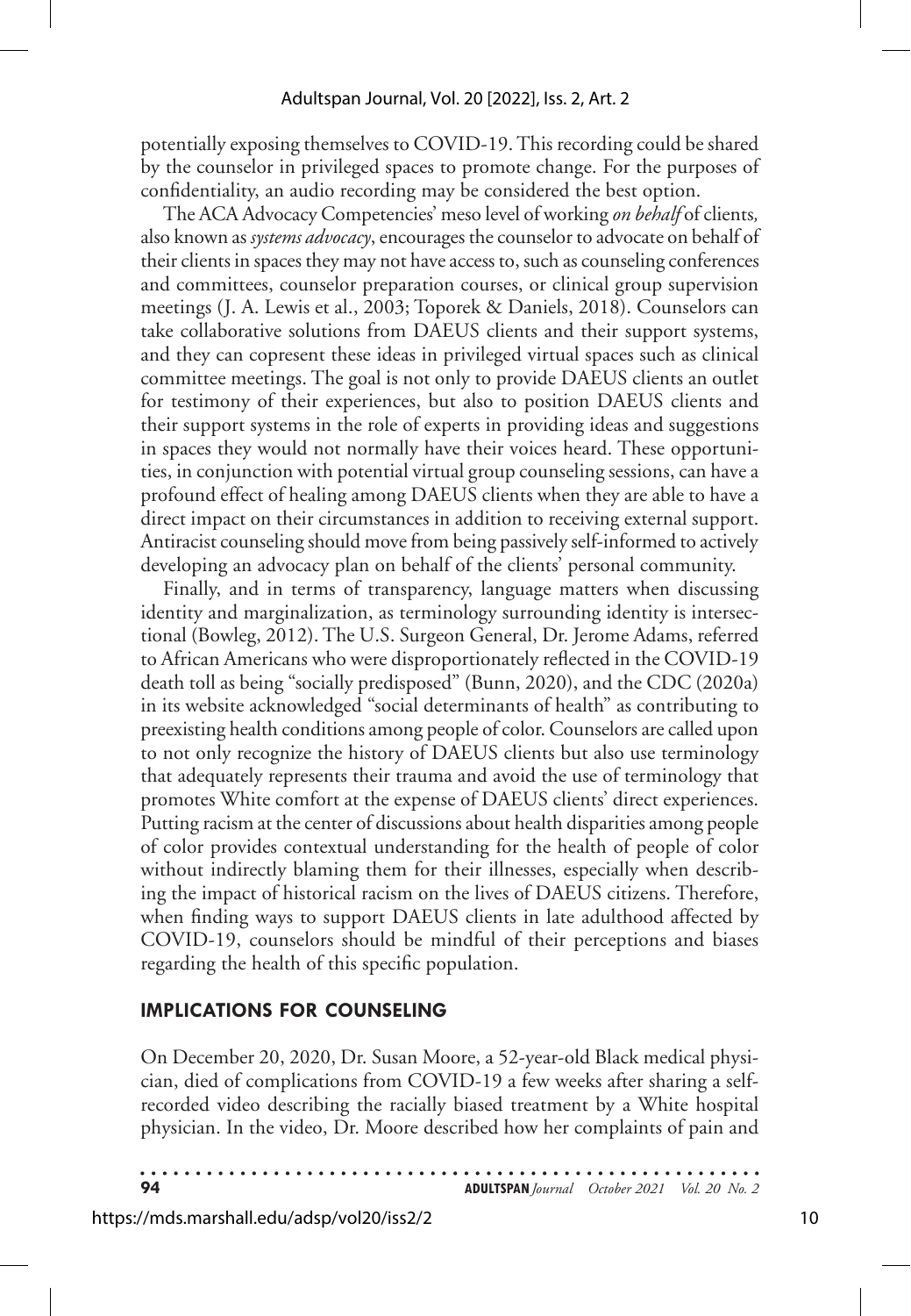potentially exposing themselves to COVID-19. This recording could be shared by the counselor in privileged spaces to promote change. For the purposes of confidentiality, an audio recording may be considered the best option.

The ACA Advocacy Competencies' meso level of working *on behalf* of clients, also known as *systems advocacy*, encourages the counselor to advocate on behalf of their clients in spaces they may not have access to, such as counseling conferences and committees, counselor preparation courses, or clinical group supervision meetings (J. A. Lewis et al., 2003; Toporek & Daniels, 2018). Counselors can take collaborative solutions from DAEUS clients and their support systems, and they can copresent these ideas in privileged virtual spaces such as clinical committee meetings. The goal is not only to provide DAEUS clients an outlet for testimony of their experiences, but also to position DAEUS clients and their support systems in the role of experts in providing ideas and suggestions in spaces they would not normally have their voices heard. These opportunities, in conjunction with potential virtual group counseling sessions, can have a profound effect of healing among DAEUS clients when they are able to have a direct impact on their circumstances in addition to receiving external support. Antiracist counseling should move from being passively self-informed to actively developing an advocacy plan on behalf of the clients' personal community.

Finally, and in terms of transparency, language matters when discussing identity and marginalization, as terminology surrounding identity is intersectional (Bowleg, 2012). The U.S. Surgeon General, Dr. Jerome Adams, referred to African Americans who were disproportionately reflected in the COVID-19 death toll as being "socially predisposed" (Bunn, 2020), and the CDC (2020a) in its website acknowledged "social determinants of health" as contributing to preexisting health conditions among people of color. Counselors are called upon to not only recognize the history of DAEUS clients but also use terminology that adequately represents their trauma and avoid the use of terminology that promotes White comfort at the expense of DAEUS clients' direct experiences. Putting racism at the center of discussions about health disparities among people of color provides contextual understanding for the health of people of color without indirectly blaming them for their illnesses, especially when describing the impact of historical racism on the lives of DAEUS citizens. Therefore, when finding ways to support DAEUS clients in late adulthood affected by COVID-19, counselors should be mindful of their perceptions and biases regarding the health of this specific population.

## IMPLICATIONS FOR COUNSELING

On December 20, 2020, Dr. Susan Moore, a 52-year-old Black medical physician, died of complications from COVID-19 a few weeks after sharing a self-recorded video describing the racially biased treatment by a White hospital physician. In the video, Dr. Moore described how her complaints of pain and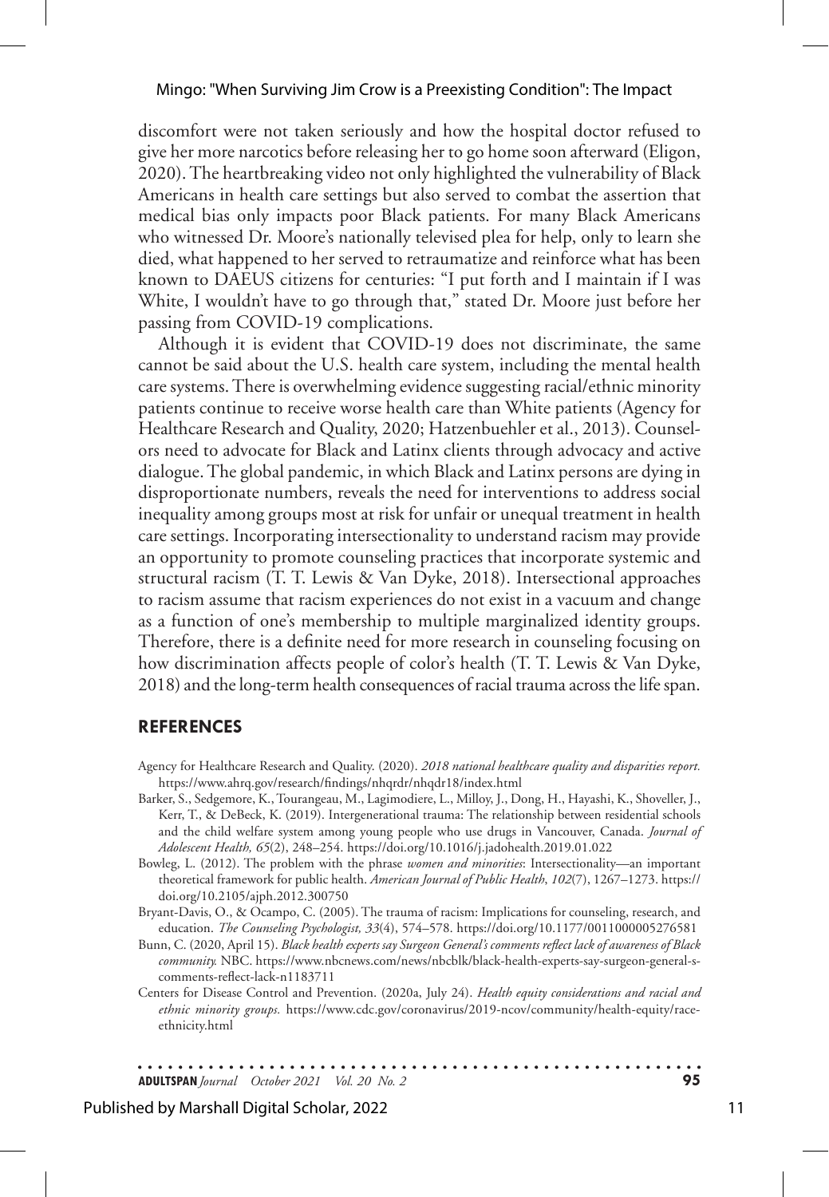discomfort were not taken seriously and how the hospital doctor refused to give her more narcotics before releasing her to go home soon afterward (Eligon, 2020). The heartbreaking video not only highlighted the vulnerability of Black Americans in health care settings but also served to combat the assertion that medical bias only impacts poor Black patients. For many Black Americans who witnessed Dr. Moore's nationally televised plea for help, only to learn she died, what happened to her served to retraumatize and reinforce what has been known to DAEUS citizens for centuries: "I put forth and I maintain if I was White, I wouldn't have to go through that," stated Dr. Moore just before her passing from COVID-19 complications.

Although it is evident that COVID-19 does not discriminate, the same cannot be said about the U.S. health care system, including the mental health care systems. There is overwhelming evidence suggesting racial/ethnic minority patients continue to receive worse health care than White patients (Agency for Healthcare Research and Quality, 2020; Hatzenbuehler et al., 2013). Counselors need to advocate for Black and Latinx clients through advocacy and active dialogue. The global pandemic, in which Black and Latinx persons are dying in disproportionate numbers, reveals the need for interventions to address social inequality among groups most at risk for unfair or unequal treatment in health care settings. Incorporating intersectionality to understand racism may provide an opportunity to promote counseling practices that incorporate systemic and structural racism (T. T. Lewis & Van Dyke, 2018). Intersectional approaches to racism assume that racism experiences do not exist in a vacuum and change as a function of one's membership to multiple marginalized identity groups. Therefore, there is a definite need for more research in counseling focusing on how discrimination affects people of color's health (T. T. Lewis & Van Dyke, 2018) and the long-term health consequences of racial trauma across the life span.

## REFERENCES

Agency for Healthcare Research and Quality. (2020). *2018 national healthcare quality and disparities report.* https://www.ahrq.gov/research/findings/nhqrdr/nhqdr18/index.html

Barker, S., Sedgemore, K., Tourangeau, M., Lagimodiere, L., Milloy, J., Dong, H., Hayashi, K., Shoveller, J., Kerr, T., & DeBeck, K. (2019). Intergenerational trauma: The relationship between residential schools and the child welfare system among young people who use drugs in Vancouver, Canada. *Journal of Adolescent Health, 65*(2), 248–254. https://doi.org/10.1016/j.jadohealth.2019.01.022

Bowleg, L. (2012). The problem with the phrase *women and minorities*: Intersectionality—an important theoretical framework for public health. *American Journal of Public Health*, *102*(7), 1267–1273. https://doi.org/10.2105/ajph.2012.300750

Bryant-Davis, O., & Ocampo, C. (2005). The trauma of racism: Implications for counseling, research, and education. *The Counseling Psychologist, 33*(4), 574–578. https://doi.org/10.1177/0011000005276581

Bunn, C. (2020, April 15). *Black health experts say Surgeon General's comments reflect lack of awareness of Black community.* NBC. https://www.nbcnews.com/news/nbcblk/black-health-experts-say-surgeon-general-s-comments-reflect-lack-n1183711

Centers for Disease Control and Prevention. (2020a, July 24). *Health equity considerations and racial and ethnic minority groups.* https://www.cdc.gov/coronavirus/2019-ncov/community/health-equity/race-ethnicity.html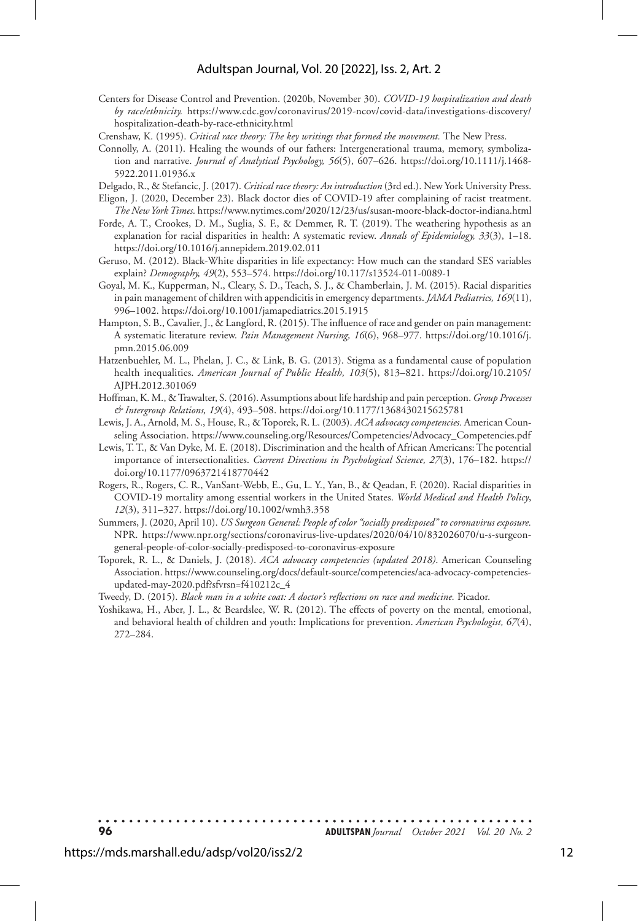Centers for Disease Control and Prevention. (2020b, November 30). *COVID-19 hospitalization and death by race/ethnicity.* https://www.cdc.gov/coronavirus/2019-ncov/covid-data/investigations-discovery/hospitalization-death-by-race-ethnicity.html

Crenshaw, K. (1995). *Critical race theory: The key writings that formed the movement.* The New Press.

Connolly, A. (2011). Healing the wounds of our fathers: Intergenerational trauma, memory, symbolization and narrative. *Journal of Analytical Psychology, 56*(5), 607–626. https://doi.org/10.1111/j.1468-5922.2011.01936.x

Delgado, R., & Stefancic, J. (2017). *Critical race theory: An introduction* (3rd ed.). New York University Press.

Eligon, J. (2020, December 23). Black doctor dies of COVID-19 after complaining of racist treatment. *The New York Times.* https://www.nytimes.com/2020/12/23/us/susan-moore-black-doctor-indiana.html

Forde, A. T., Crookes, D. M., Suglia, S. F., & Demmer, R. T. (2019). The weathering hypothesis as an explanation for racial disparities in health: A systematic review. *Annals of Epidemiology, 33*(3), 1–18. https://doi.org/10.1016/j.annepidem.2019.02.011

Geruso, M. (2012). Black-White disparities in life expectancy: How much can the standard SES variables explain? *Demography, 49*(2), 553–574. https://doi.org/10.1007/s13524-011-0089-1

Goyal, M. K., Kupperman, N., Cleary, S. D., Teach, S. J., & Chamberlain, J. M. (2015). Racial disparities in pain management of children with appendicitis in emergency departments. *JAMA Pediatrics, 169*(11), 996–1002. https://doi.org/10.1001/jamapediatrics.2015.1915

Hampton, S. B., Cavalier, J., & Langford, R. (2015). The influence of race and gender on pain management: A systematic literature review. *Pain Management Nursing, 16*(6), 968–977. https://doi.org/10.1016/j.pmn.2015.06.009

Hatzenbuehler, M. L., Phelan, J. C., & Link, B. G. (2013). Stigma as a fundamental cause of population health inequalities. *American Journal of Public Health, 103*(5), 813–821. https://doi.org/10.2105/AJPH.2012.301069

Hoffman, K. M., & Trawalter, S. (2016). Assumptions about life hardship and pain perception. *Group Processes & Intergroup Relations, 19*(4), 493–508. https://doi.org/10.1177/1368430215625781

Lewis, J. A., Arnold, M. S., House, R., & Toporek, R. L. (2003). *ACA advocacy competencies.* American Counseling Association. https://www.counseling.org/Resources/Competencies/Advocacy_Competencies.pdf

Lewis, T. T., & Van Dyke, M. E. (2018). Discrimination and the health of African Americans: The potential importance of intersectionalities. *Current Directions in Psychological Science, 27*(3), 176–182. https://doi.org/10.1177/0963721418770442

Rogers, R., Rogers, C. R., VanSant-Webb, E., Gu, L. Y., Yan, B., & Qeadan, F. (2020). Racial disparities in COVID-19 mortality among essential workers in the United States. *World Medical and Health Policy*, *12*(3), 311–327. https://doi.org/10.1002/wmh3.358

Summers, J. (2020, April 10). *US Surgeon General: People of color "socially predisposed" to coronavirus exposure.* NPR. https://www.npr.org/sections/coronavirus-live-updates/2020/04/10/832026070/u-s-surgeon-general-people-of-color-socially-predisposed-to-coronavirus-exposure

Toporek, R. L., & Daniels, J. (2018). *ACA advocacy competencies (updated 2018).* American Counseling Association. https://www.counseling.org/docs/default-source/competencies/aca-advocacy-competencies-updated-may-2020.pdf?sfvrsn=f410212c_4

Tweedy, D. (2015). *Black man in a white coat: A doctor's reflections on race and medicine.* Picador.

Yoshikawa, H., Aber, J. L., & Beardslee, W. R. (2012). The effects of poverty on the mental, emotional, and behavioral health of children and youth: Implications for prevention. *American Psychologist, 67*(4), 272–284.